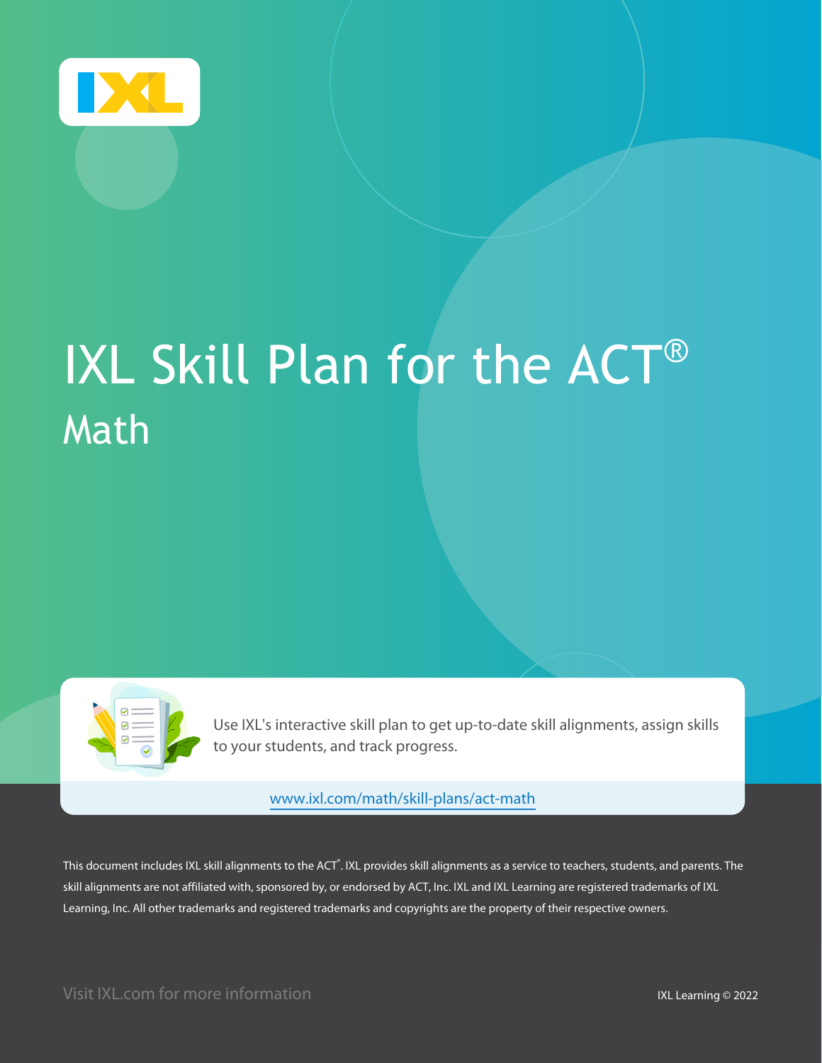# IXL Skill Plan for the ACT®

## Math

Use IXL's interactive skill plan to get up-to-date skill alignments, assign skills to your students, and track progress.

www.ixl.com/math/skill-plans/act-math

This document includes IXL skill alignments to the ACT®. IXL provides skill alignments as a service to teachers, students, and parents. The skill alignments are not affiliated with, sponsored by, or endorsed by ACT, Inc. IXL and IXL Learning are registered trademarks of IXL Learning, Inc. All other trademarks and registered trademarks and copyrights are the property of their respective owners.

Visit IXL.com for more information

IXL Learning © 2022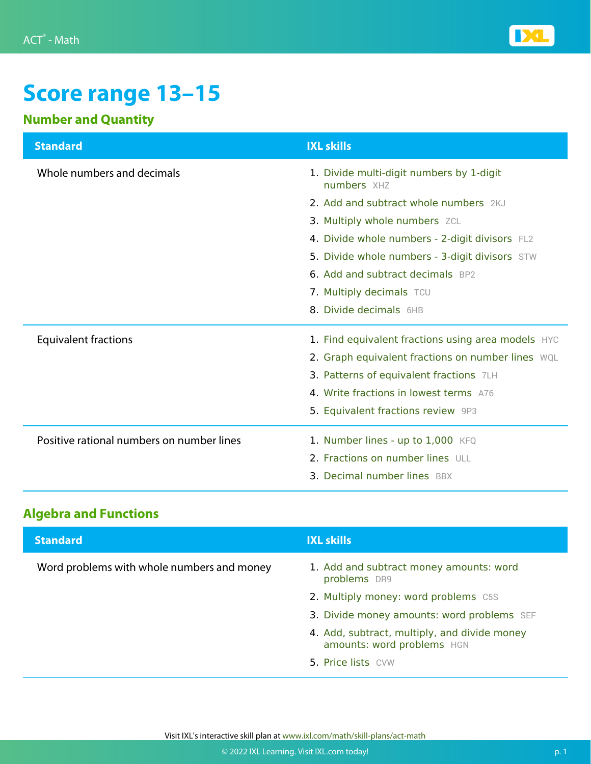# Score range 13–15

## Number and Quantity

| Standard | IXL skills |
| --- | --- |
| Whole numbers and decimals | 1. Divide multi-digit numbers by 1-digit numbers XHZ<br>2. Add and subtract whole numbers 2KJ<br>3. Multiply whole numbers ZCL<br>4. Divide whole numbers - 2-digit divisors FL2<br>5. Divide whole numbers - 3-digit divisors STW<br>6. Add and subtract decimals BP2<br>7. Multiply decimals TCU<br>8. Divide decimals 6HB |
| Equivalent fractions | 1. Find equivalent fractions using area models HYC<br>2. Graph equivalent fractions on number lines WQL<br>3. Patterns of equivalent fractions 7LH<br>4. Write fractions in lowest terms A76<br>5. Equivalent fractions review 9P3 |
| Positive rational numbers on number lines | 1. Number lines - up to 1,000 KFQ<br>2. Fractions on number lines ULL<br>3. Decimal number lines BBX |

## Algebra and Functions

| Standard | IXL skills |
| --- | --- |
| Word problems with whole numbers and money | 1. Add and subtract money amounts: word problems DR9<br>2. Multiply money: word problems C5S<br>3. Divide money amounts: word problems SEF<br>4. Add, subtract, multiply, and divide money amounts: word problems HGN<br>5. Price lists CVW |

Visit IXL's interactive skill plan at www.ixl.com/math/skill-plans/act-math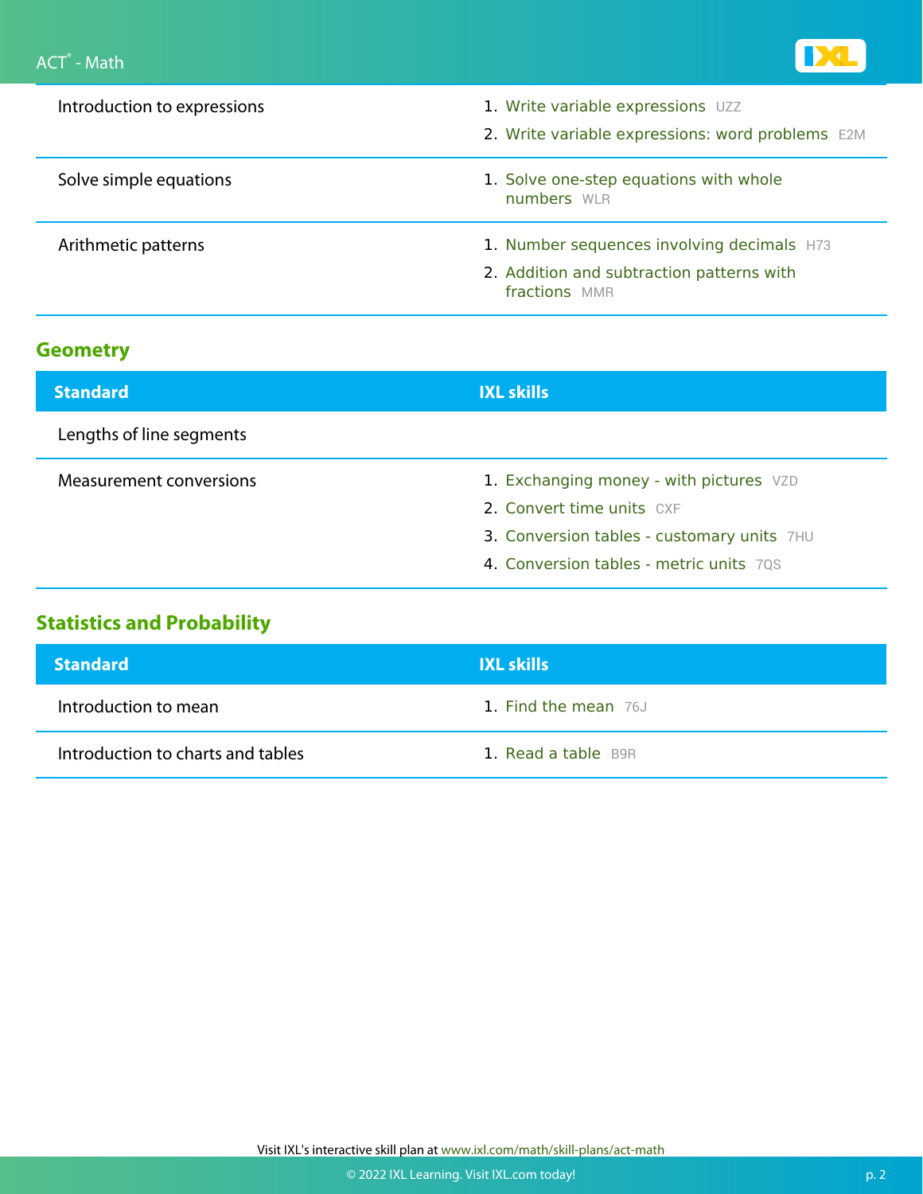| Standard | IXL skills |
| --- | --- |
| Introduction to expressions | 1. Write variable expressions UZZ<br>2. Write variable expressions: word problems E2M |
| Solve simple equations | 1. Solve one-step equations with whole numbers WLR |
| Arithmetic patterns | 1. Number sequences involving decimals H73<br>2. Addition and subtraction patterns with fractions MMR |

## Geometry

| Standard | IXL skills |
| --- | --- |
| Lengths of line segments | |
| Measurement conversions | 1. Exchanging money - with pictures VZD<br>2. Convert time units CXF<br>3. Conversion tables - customary units 7HU<br>4. Conversion tables - metric units 7QS |

## Statistics and Probability

| Standard | IXL skills |
| --- | --- |
| Introduction to mean | 1. Find the mean 76J |
| Introduction to charts and tables | 1. Read a table B9R |

Visit IXL's interactive skill plan at www.ixl.com/math/skill-plans/act-math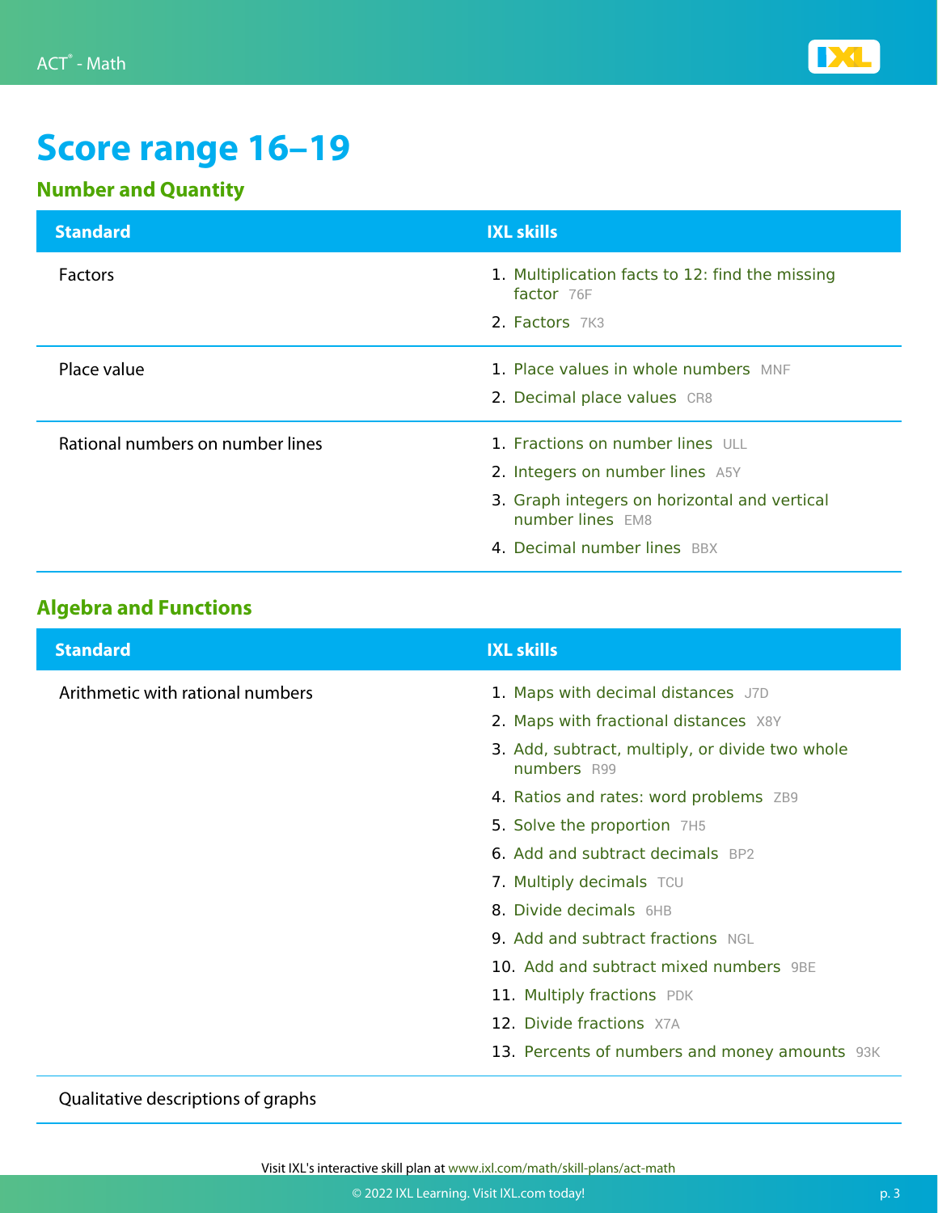# Score range 16–19

## Number and Quantity

| Standard | IXL skills |
| --- | --- |
| Factors | 1. Multiplication facts to 12: find the missing factor 76F<br>2. Factors 7K3 |
| Place value | 1. Place values in whole numbers MNF<br>2. Decimal place values CR8 |
| Rational numbers on number lines | 1. Fractions on number lines ULL<br>2. Integers on number lines A5Y<br>3. Graph integers on horizontal and vertical number lines EM8<br>4. Decimal number lines BBX |

## Algebra and Functions

| Standard | IXL skills |
| --- | --- |
| Arithmetic with rational numbers | 1. Maps with decimal distances J7D<br>2. Maps with fractional distances X8Y<br>3. Add, subtract, multiply, or divide two whole numbers R99<br>4. Ratios and rates: word problems ZB9<br>5. Solve the proportion 7H5<br>6. Add and subtract decimals BP2<br>7. Multiply decimals TCU<br>8. Divide decimals 6HB<br>9. Add and subtract fractions NGL<br>10. Add and subtract mixed numbers 9BE<br>11. Multiply fractions PDK<br>12. Divide fractions X7A<br>13. Percents of numbers and money amounts 93K |
| Qualitative descriptions of graphs | |

Visit IXL's interactive skill plan at www.ixl.com/math/skill-plans/act-math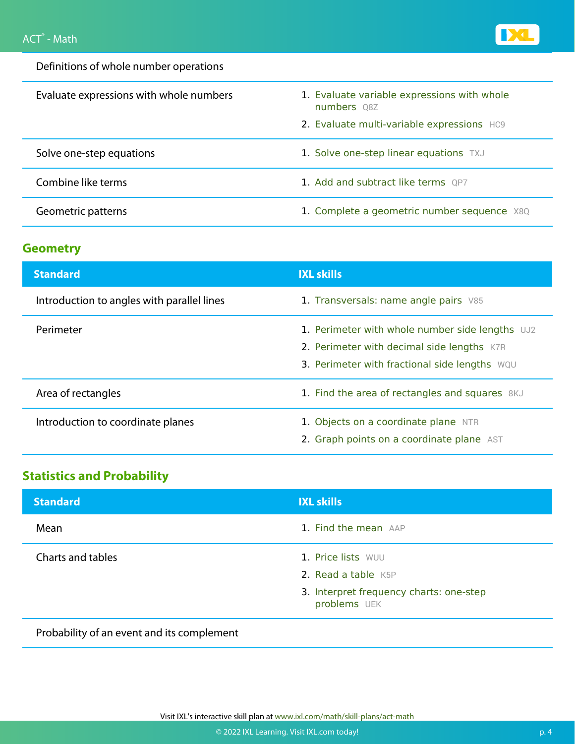| Standard | IXL skills |
|---|---|
| Definitions of whole number operations | |
| Evaluate expressions with whole numbers | 1. Evaluate variable expressions with whole numbers Q8Z<br>2. Evaluate multi-variable expressions HC9 |
| Solve one-step equations | 1. Solve one-step linear equations TXJ |
| Combine like terms | 1. Add and subtract like terms QP7 |
| Geometric patterns | 1. Complete a geometric number sequence X8Q |

## Geometry

| Standard | IXL skills |
|---|---|
| Introduction to angles with parallel lines | 1. Transversals: name angle pairs V85 |
| Perimeter | 1. Perimeter with whole number side lengths UJ2<br>2. Perimeter with decimal side lengths K7R<br>3. Perimeter with fractional side lengths WQU |
| Area of rectangles | 1. Find the area of rectangles and squares 8KJ |
| Introduction to coordinate planes | 1. Objects on a coordinate plane NTR<br>2. Graph points on a coordinate plane AST |

## Statistics and Probability

| Standard | IXL skills |
|---|---|
| Mean | 1. Find the mean AAP |
| Charts and tables | 1. Price lists WUU<br>2. Read a table K5P<br>3. Interpret frequency charts: one-step problems UEK |
| Probability of an event and its complement | |

Visit IXL's interactive skill plan at www.ixl.com/math/skill-plans/act-math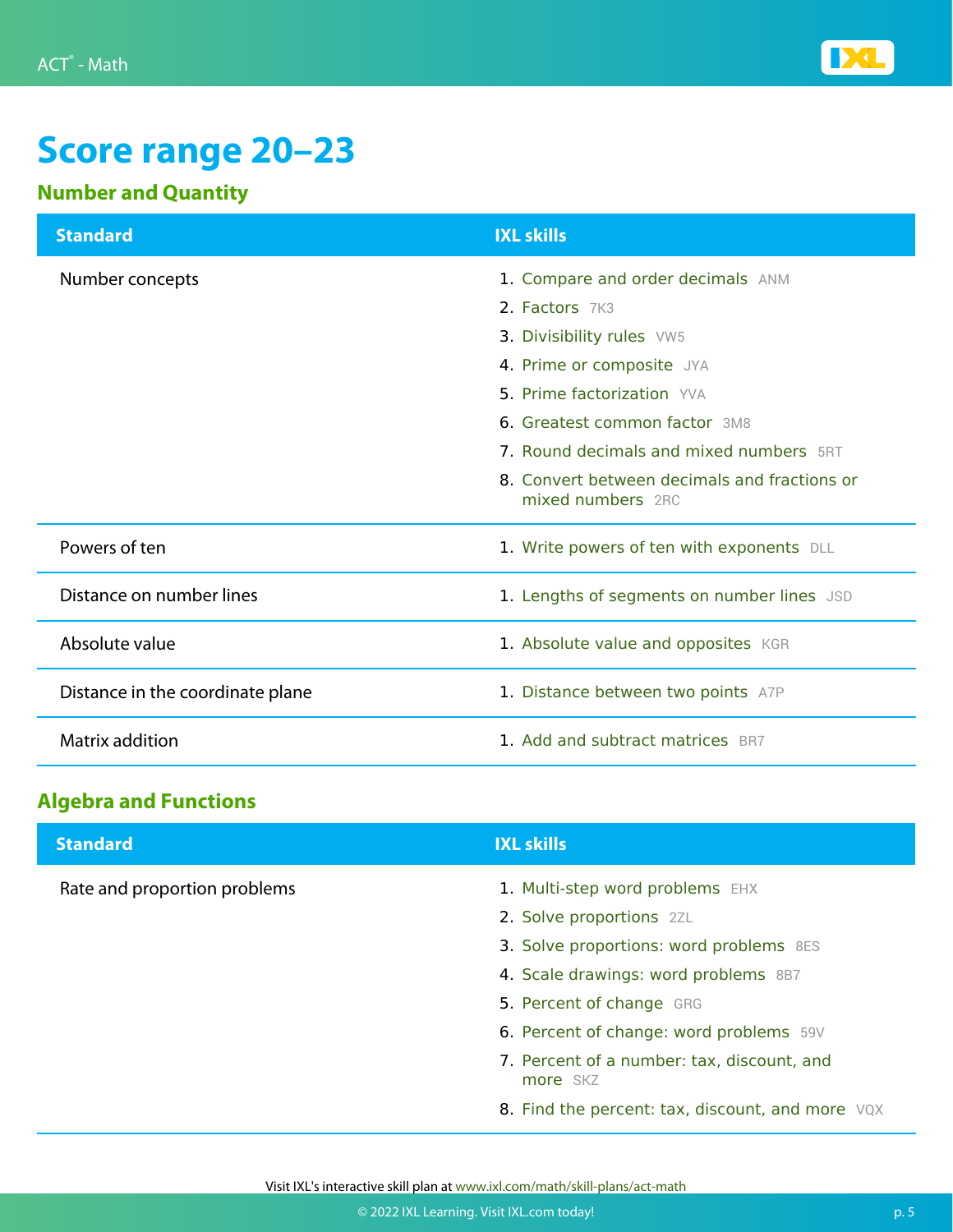# Score range 20–23

## Number and Quantity

| Standard | IXL skills |
| --- | --- |
| Number concepts | 1. Compare and order decimals ANM<br>2. Factors 7K3<br>3. Divisibility rules VW5<br>4. Prime or composite JYA<br>5. Prime factorization YVA<br>6. Greatest common factor 3M8<br>7. Round decimals and mixed numbers 5RT<br>8. Convert between decimals and fractions or mixed numbers 2RC |
| Powers of ten | 1. Write powers of ten with exponents DLL |
| Distance on number lines | 1. Lengths of segments on number lines JSD |
| Absolute value | 1. Absolute value and opposites KGR |
| Distance in the coordinate plane | 1. Distance between two points A7P |
| Matrix addition | 1. Add and subtract matrices BR7 |

## Algebra and Functions

| Standard | IXL skills |
| --- | --- |
| Rate and proportion problems | 1. Multi-step word problems EHX<br>2. Solve proportions 2ZL<br>3. Solve proportions: word problems 8ES<br>4. Scale drawings: word problems 8B7<br>5. Percent of change GRG<br>6. Percent of change: word problems 59V<br>7. Percent of a number: tax, discount, and more SKZ<br>8. Find the percent: tax, discount, and more VQX |

Visit IXL's interactive skill plan at www.ixl.com/math/skill-plans/act-math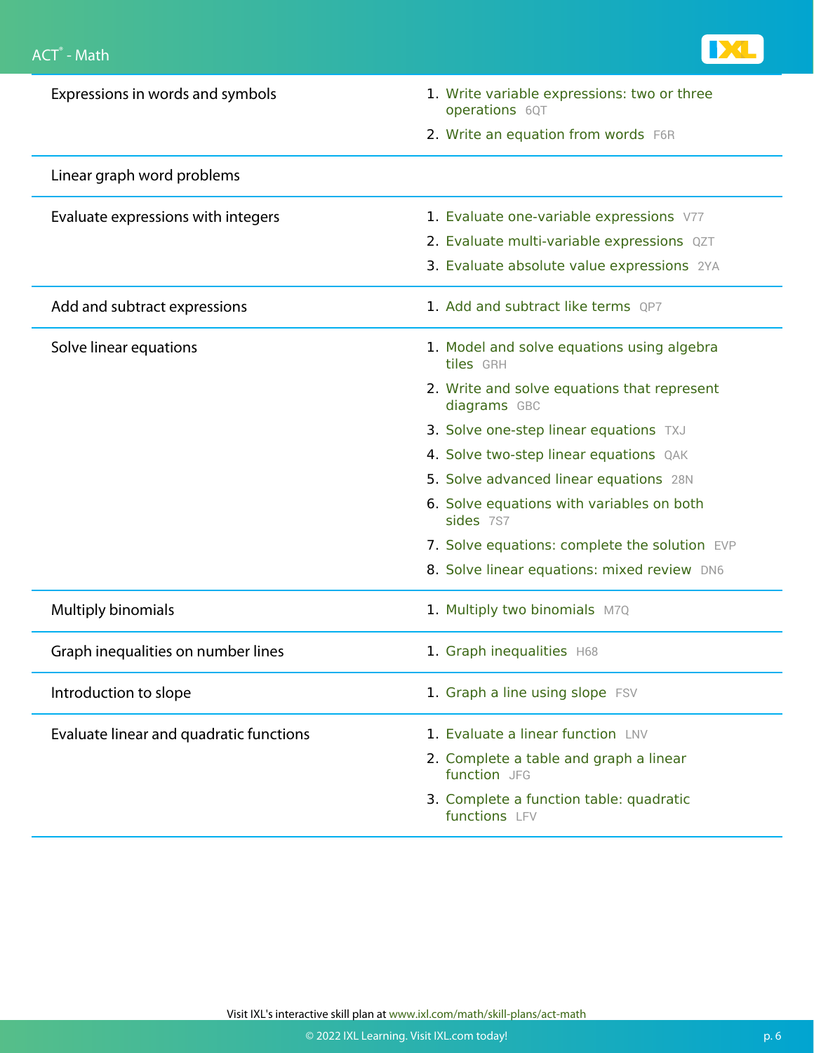| Topic | Skills |
| --- | --- |
| Expressions in words and symbols | 1. Write variable expressions: two or three operations 6QT<br>2. Write an equation from words F6R |
| Linear graph word problems | |
| Evaluate expressions with integers | 1. Evaluate one-variable expressions V77<br>2. Evaluate multi-variable expressions QZT<br>3. Evaluate absolute value expressions 2YA |
| Add and subtract expressions | 1. Add and subtract like terms QP7 |
| Solve linear equations | 1. Model and solve equations using algebra tiles GRH<br>2. Write and solve equations that represent diagrams GBC<br>3. Solve one-step linear equations TXJ<br>4. Solve two-step linear equations QAK<br>5. Solve advanced linear equations 28N<br>6. Solve equations with variables on both sides 7S7<br>7. Solve equations: complete the solution EVP<br>8. Solve linear equations: mixed review DN6 |
| Multiply binomials | 1. Multiply two binomials M7Q |
| Graph inequalities on number lines | 1. Graph inequalities H68 |
| Introduction to slope | 1. Graph a line using slope FSV |
| Evaluate linear and quadratic functions | 1. Evaluate a linear function LNV<br>2. Complete a table and graph a linear function JFG<br>3. Complete a function table: quadratic functions LFV |

Visit IXL's interactive skill plan at www.ixl.com/math/skill-plans/act-math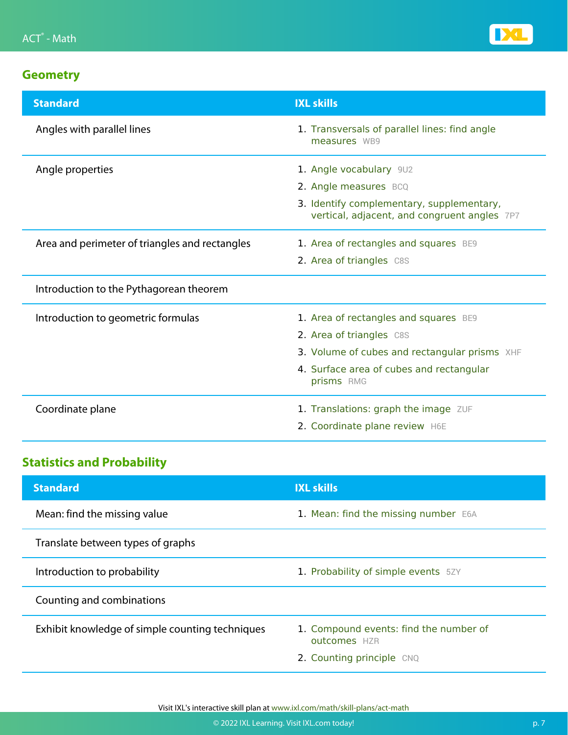## Geometry

| Standard | IXL skills |
| --- | --- |
| Angles with parallel lines | 1. Transversals of parallel lines: find angle measures WB9 |
| Angle properties | 1. Angle vocabulary 9U2<br>2. Angle measures BCQ<br>3. Identify complementary, supplementary, vertical, adjacent, and congruent angles 7P7 |
| Area and perimeter of triangles and rectangles | 1. Area of rectangles and squares BE9<br>2. Area of triangles C8S |
| Introduction to the Pythagorean theorem | |
| Introduction to geometric formulas | 1. Area of rectangles and squares BE9<br>2. Area of triangles C8S<br>3. Volume of cubes and rectangular prisms XHF<br>4. Surface area of cubes and rectangular prisms RMG |
| Coordinate plane | 1. Translations: graph the image ZUF<br>2. Coordinate plane review H6E |

## Statistics and Probability

| Standard | IXL skills |
| --- | --- |
| Mean: find the missing value | 1. Mean: find the missing number E6A |
| Translate between types of graphs | |
| Introduction to probability | 1. Probability of simple events 5ZY |
| Counting and combinations | |
| Exhibit knowledge of simple counting techniques | 1. Compound events: find the number of outcomes HZR<br>2. Counting principle CNQ |

Visit IXL's interactive skill plan at www.ixl.com/math/skill-plans/act-math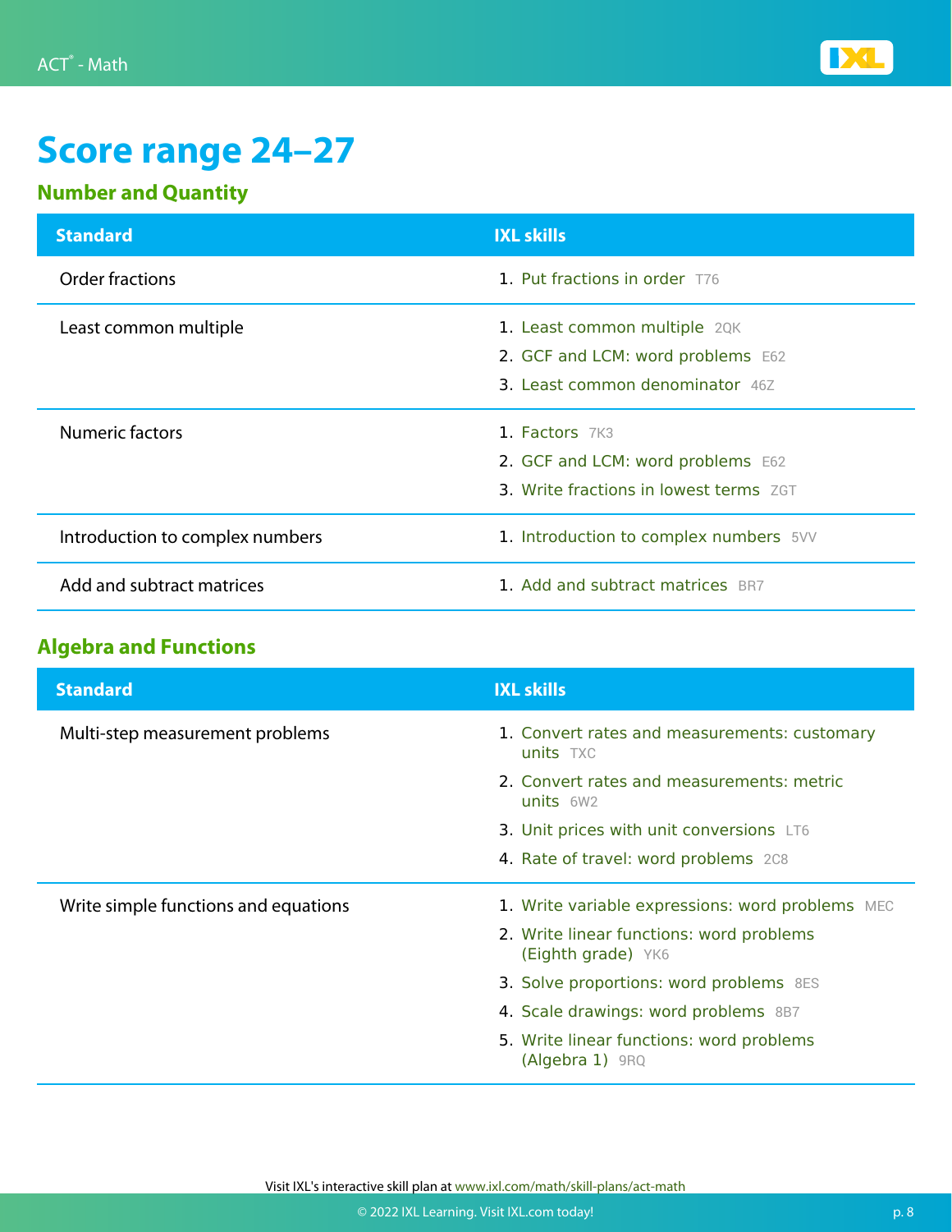# Score range 24–27

## Number and Quantity

| Standard | IXL skills |
| --- | --- |
| Order fractions | 1. Put fractions in order T76 |
| Least common multiple | 1. Least common multiple 2QK<br>2. GCF and LCM: word problems E62<br>3. Least common denominator 46Z |
| Numeric factors | 1. Factors 7K3<br>2. GCF and LCM: word problems E62<br>3. Write fractions in lowest terms ZGT |
| Introduction to complex numbers | 1. Introduction to complex numbers 5VV |
| Add and subtract matrices | 1. Add and subtract matrices BR7 |

## Algebra and Functions

| Standard | IXL skills |
| --- | --- |
| Multi-step measurement problems | 1. Convert rates and measurements: customary units TXC<br>2. Convert rates and measurements: metric units 6W2<br>3. Unit prices with unit conversions LT6<br>4. Rate of travel: word problems 2C8 |
| Write simple functions and equations | 1. Write variable expressions: word problems MEC<br>2. Write linear functions: word problems (Eighth grade) YK6<br>3. Solve proportions: word problems 8ES<br>4. Scale drawings: word problems 8B7<br>5. Write linear functions: word problems (Algebra 1) 9RQ |

Visit IXL's interactive skill plan at www.ixl.com/math/skill-plans/act-math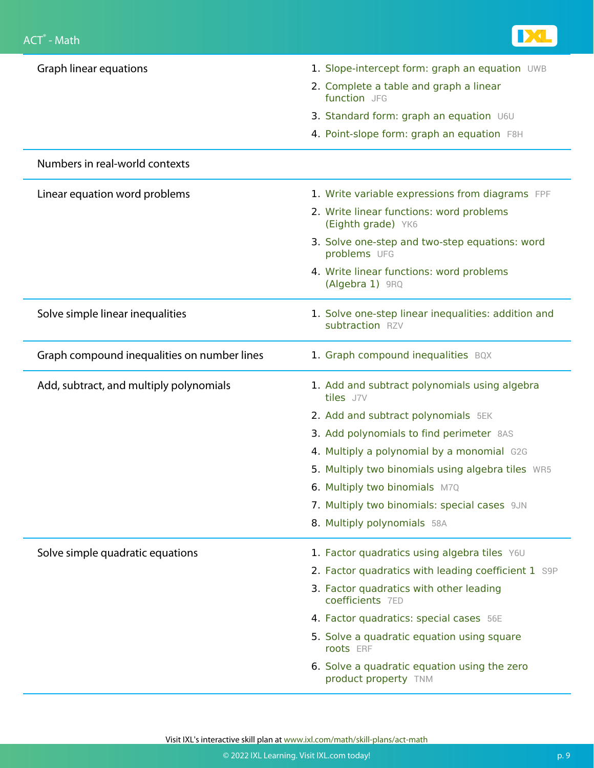| Topic | IXL Skills |
| --- | --- |
| Graph linear equations | 1. Slope-intercept form: graph an equation UWB<br>2. Complete a table and graph a linear function JFG<br>3. Standard form: graph an equation U6U<br>4. Point-slope form: graph an equation F8H |
| Numbers in real-world contexts | |
| Linear equation word problems | 1. Write variable expressions from diagrams FPF<br>2. Write linear functions: word problems (Eighth grade) YK6<br>3. Solve one-step and two-step equations: word problems UFG<br>4. Write linear functions: word problems (Algebra 1) 9RQ |
| Solve simple linear inequalities | 1. Solve one-step linear inequalities: addition and subtraction RZV |
| Graph compound inequalities on number lines | 1. Graph compound inequalities BQX |
| Add, subtract, and multiply polynomials | 1. Add and subtract polynomials using algebra tiles J7V<br>2. Add and subtract polynomials 5EK<br>3. Add polynomials to find perimeter 8AS<br>4. Multiply a polynomial by a monomial G2G<br>5. Multiply two binomials using algebra tiles WR5<br>6. Multiply two binomials M7Q<br>7. Multiply two binomials: special cases 9JN<br>8. Multiply polynomials 58A |
| Solve simple quadratic equations | 1. Factor quadratics using algebra tiles Y6U<br>2. Factor quadratics with leading coefficient 1 S9P<br>3. Factor quadratics with other leading coefficients 7ED<br>4. Factor quadratics: special cases 56E<br>5. Solve a quadratic equation using square roots ERF<br>6. Solve a quadratic equation using the zero product property TNM |

Visit IXL's interactive skill plan at www.ixl.com/math/skill-plans/act-math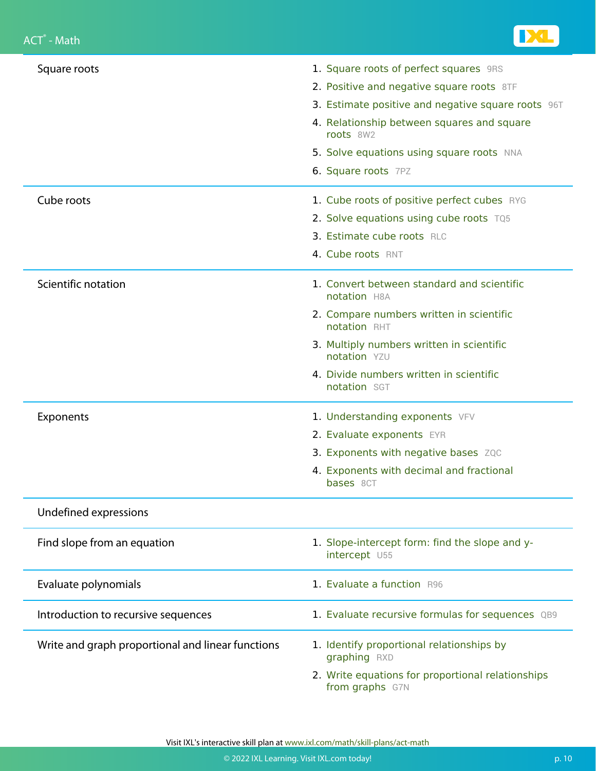| Topic | Skills |
| --- | --- |
| Square roots | 1. Square roots of perfect squares 9RS<br>2. Positive and negative square roots 8TF<br>3. Estimate positive and negative square roots 96T<br>4. Relationship between squares and square roots 8W2<br>5. Solve equations using square roots NNA<br>6. Square roots 7PZ |
| Cube roots | 1. Cube roots of positive perfect cubes RYG<br>2. Solve equations using cube roots TQ5<br>3. Estimate cube roots RLC<br>4. Cube roots RNT |
| Scientific notation | 1. Convert between standard and scientific notation H8A<br>2. Compare numbers written in scientific notation RHT<br>3. Multiply numbers written in scientific notation YZU<br>4. Divide numbers written in scientific notation SGT |
| Exponents | 1. Understanding exponents VFV<br>2. Evaluate exponents EYR<br>3. Exponents with negative bases ZQC<br>4. Exponents with decimal and fractional bases 8CT |
| Undefined expressions | |
| Find slope from an equation | 1. Slope-intercept form: find the slope and y-intercept U55 |
| Evaluate polynomials | 1. Evaluate a function R96 |
| Introduction to recursive sequences | 1. Evaluate recursive formulas for sequences QB9 |
| Write and graph proportional and linear functions | 1. Identify proportional relationships by graphing RXD<br>2. Write equations for proportional relationships from graphs G7N |

Visit IXL's interactive skill plan at www.ixl.com/math/skill-plans/act-math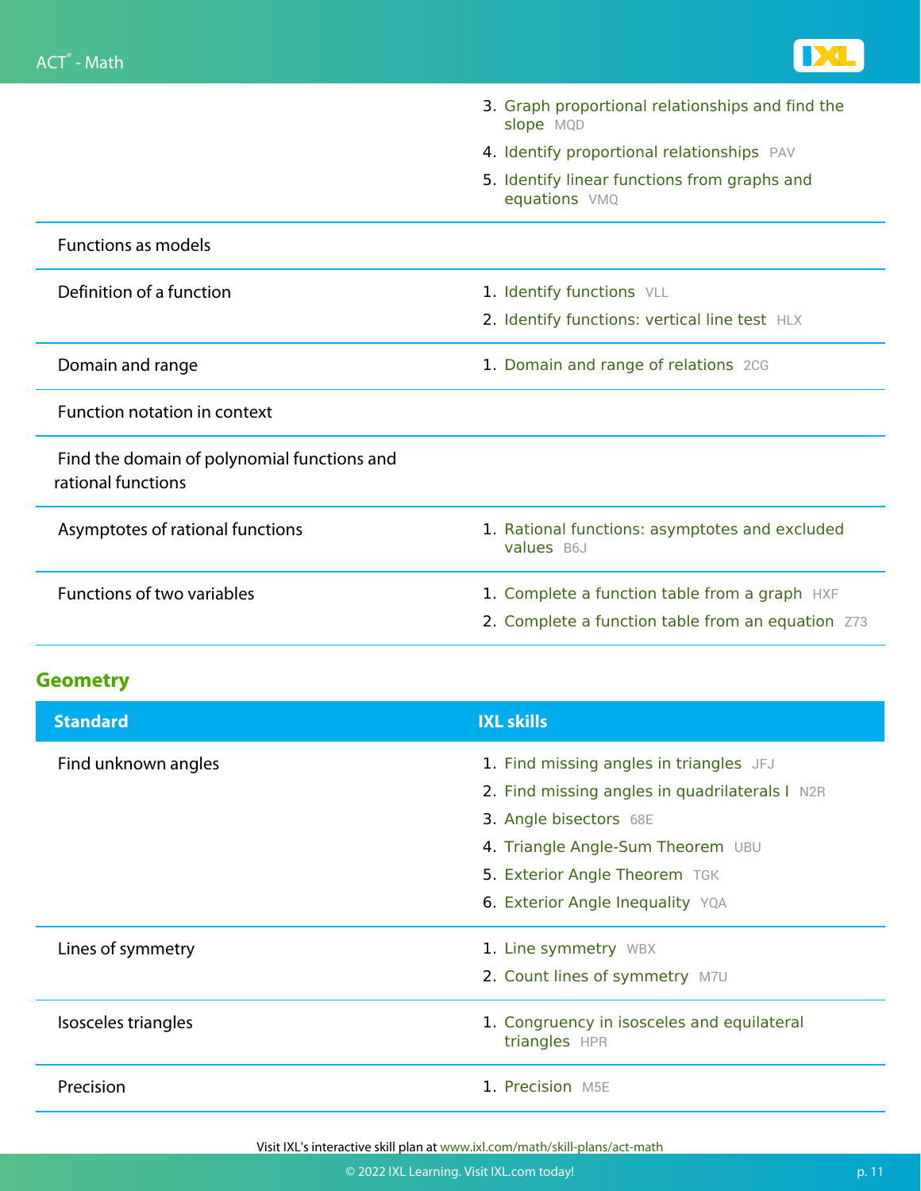| Standard | IXL skills |
|---|---|
| | 3. Graph proportional relationships and find the slope MQD<br>4. Identify proportional relationships PAV<br>5. Identify linear functions from graphs and equations VMQ |
| Functions as models | |
| Definition of a function | 1. Identify functions VLL<br>2. Identify functions: vertical line test HLX |
| Domain and range | 1. Domain and range of relations 2CG |
| Function notation in context | |
| Find the domain of polynomial functions and rational functions | |
| Asymptotes of rational functions | 1. Rational functions: asymptotes and excluded values B6J |
| Functions of two variables | 1. Complete a function table from a graph HXF<br>2. Complete a function table from an equation Z73 |

## Geometry

| Standard | IXL skills |
|---|---|
| Find unknown angles | 1. Find missing angles in triangles JFJ<br>2. Find missing angles in quadrilaterals I N2R<br>3. Angle bisectors 68E<br>4. Triangle Angle-Sum Theorem UBU<br>5. Exterior Angle Theorem TGK<br>6. Exterior Angle Inequality YQA |
| Lines of symmetry | 1. Line symmetry WBX<br>2. Count lines of symmetry M7U |
| Isosceles triangles | 1. Congruency in isosceles and equilateral triangles HPR |
| Precision | 1. Precision M5E |

Visit IXL's interactive skill plan at www.ixl.com/math/skill-plans/act-math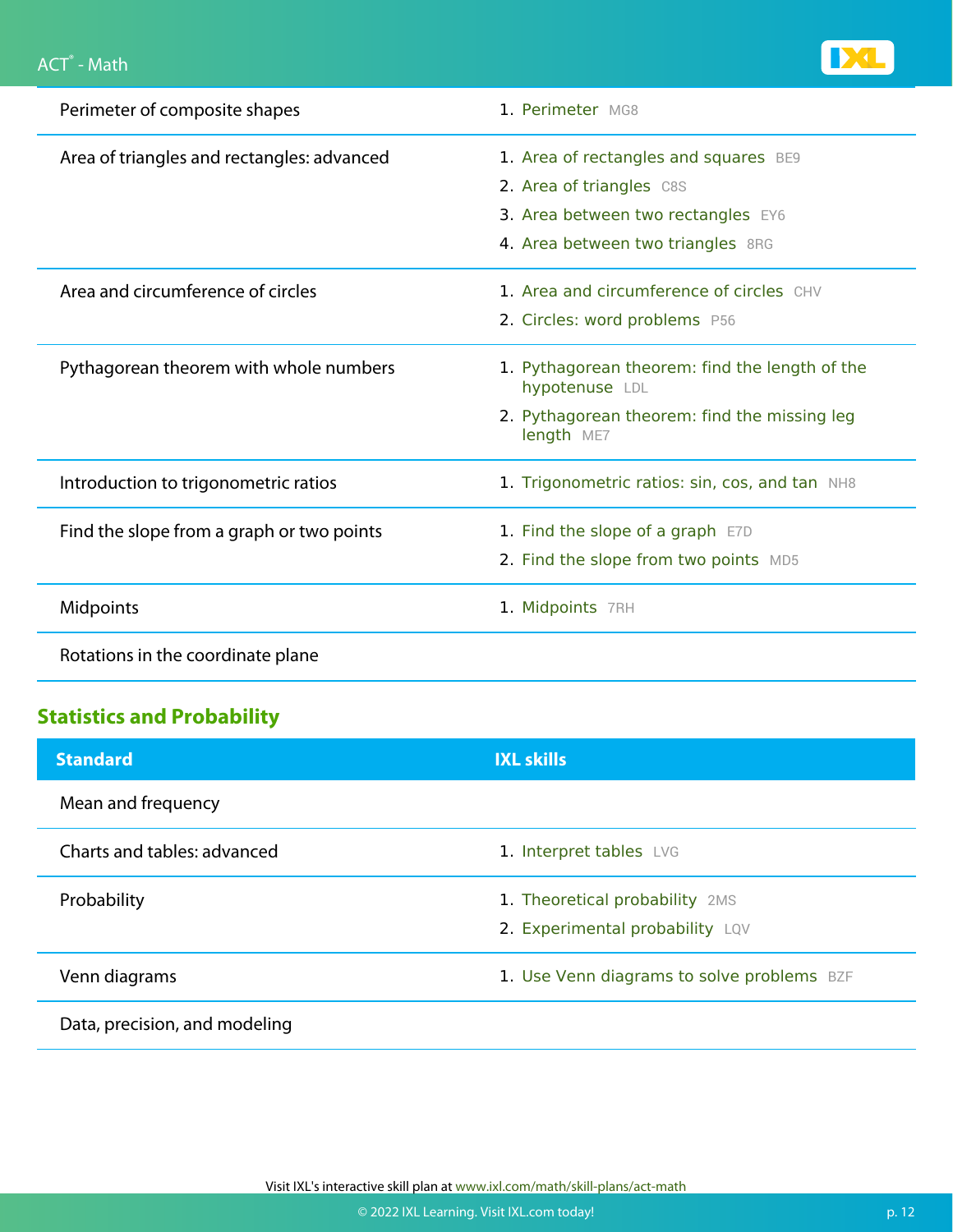| Standard | IXL skills |
| --- | --- |
| Perimeter of composite shapes | 1. Perimeter MG8 |
| Area of triangles and rectangles: advanced | 1. Area of rectangles and squares BE9<br>2. Area of triangles C8S<br>3. Area between two rectangles EY6<br>4. Area between two triangles 8RG |
| Area and circumference of circles | 1. Area and circumference of circles CHV<br>2. Circles: word problems P56 |
| Pythagorean theorem with whole numbers | 1. Pythagorean theorem: find the length of the hypotenuse LDL<br>2. Pythagorean theorem: find the missing leg length ME7 |
| Introduction to trigonometric ratios | 1. Trigonometric ratios: sin, cos, and tan NH8 |
| Find the slope from a graph or two points | 1. Find the slope of a graph E7D<br>2. Find the slope from two points MD5 |
| Midpoints | 1. Midpoints 7RH |
| Rotations in the coordinate plane | |

## Statistics and Probability

| Standard | IXL skills |
| --- | --- |
| Mean and frequency | |
| Charts and tables: advanced | 1. Interpret tables LVG |
| Probability | 1. Theoretical probability 2MS<br>2. Experimental probability LQV |
| Venn diagrams | 1. Use Venn diagrams to solve problems BZF |
| Data, precision, and modeling | |

Visit IXL's interactive skill plan at www.ixl.com/math/skill-plans/act-math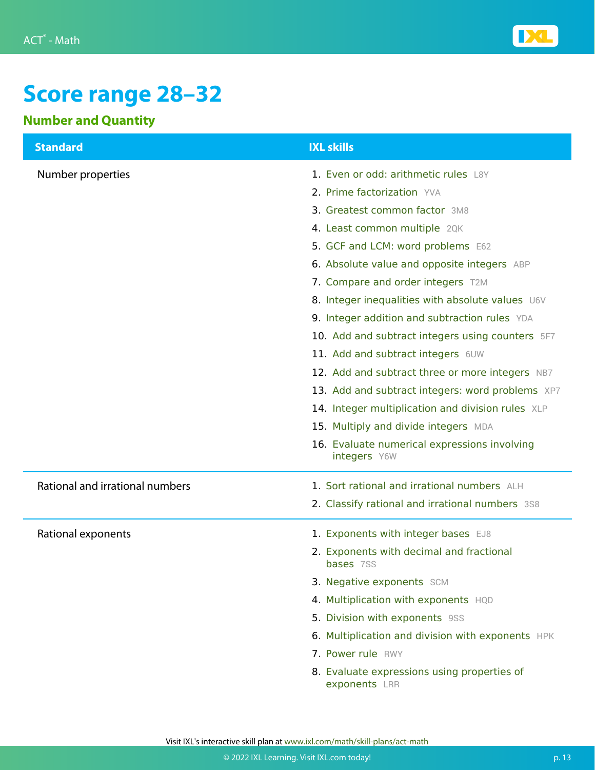# Score range 28–32

## Number and Quantity

| Standard | IXL skills |
| --- | --- |
| Number properties | 1. Even or odd: arithmetic rules L8Y<br>2. Prime factorization YVA<br>3. Greatest common factor 3M8<br>4. Least common multiple 2QK<br>5. GCF and LCM: word problems E62<br>6. Absolute value and opposite integers ABP<br>7. Compare and order integers T2M<br>8. Integer inequalities with absolute values U6V<br>9. Integer addition and subtraction rules YDA<br>10. Add and subtract integers using counters 5F7<br>11. Add and subtract integers 6UW<br>12. Add and subtract three or more integers NB7<br>13. Add and subtract integers: word problems XP7<br>14. Integer multiplication and division rules XLP<br>15. Multiply and divide integers MDA<br>16. Evaluate numerical expressions involving integers Y6W |
| Rational and irrational numbers | 1. Sort rational and irrational numbers ALH<br>2. Classify rational and irrational numbers 3S8 |
| Rational exponents | 1. Exponents with integer bases EJ8<br>2. Exponents with decimal and fractional bases 7SS<br>3. Negative exponents SCM<br>4. Multiplication with exponents HQD<br>5. Division with exponents 9SS<br>6. Multiplication and division with exponents HPK<br>7. Power rule RWY<br>8. Evaluate expressions using properties of exponents LRR |

Visit IXL's interactive skill plan at www.ixl.com/math/skill-plans/act-math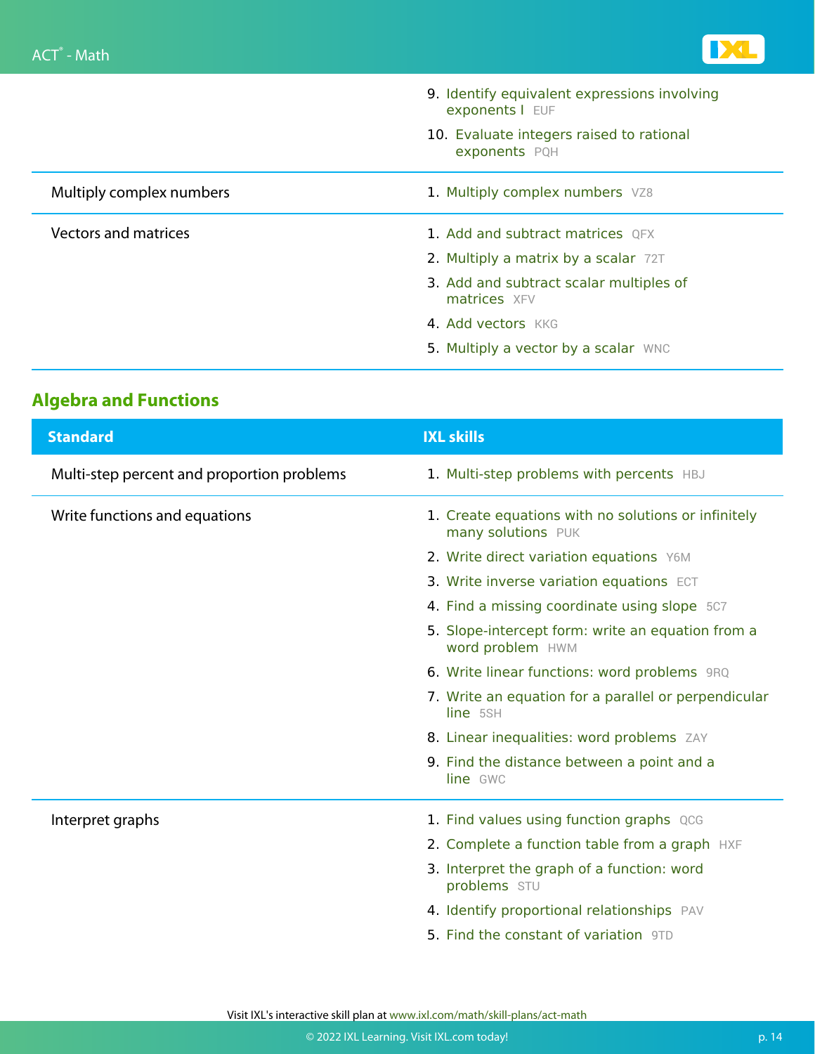| Standard | IXL skills |
| --- | --- |
| | 9. Identify equivalent expressions involving exponents I EUF<br>10. Evaluate integers raised to rational exponents PQH |
| Multiply complex numbers | 1. Multiply complex numbers VZ8 |
| Vectors and matrices | 1. Add and subtract matrices QFX<br>2. Multiply a matrix by a scalar 72T<br>3. Add and subtract scalar multiples of matrices XFV<br>4. Add vectors KKG<br>5. Multiply a vector by a scalar WNC |

## Algebra and Functions

| Standard | IXL skills |
| --- | --- |
| Multi-step percent and proportion problems | 1. Multi-step problems with percents HBJ |
| Write functions and equations | 1. Create equations with no solutions or infinitely many solutions PUK<br>2. Write direct variation equations Y6M<br>3. Write inverse variation equations ECT<br>4. Find a missing coordinate using slope 5C7<br>5. Slope-intercept form: write an equation from a word problem HWM<br>6. Write linear functions: word problems 9RQ<br>7. Write an equation for a parallel or perpendicular line 5SH<br>8. Linear inequalities: word problems ZAY<br>9. Find the distance between a point and a line GWC |
| Interpret graphs | 1. Find values using function graphs QCG<br>2. Complete a function table from a graph HXF<br>3. Interpret the graph of a function: word problems STU<br>4. Identify proportional relationships PAV<br>5. Find the constant of variation 9TD |

Visit IXL's interactive skill plan at www.ixl.com/math/skill-plans/act-math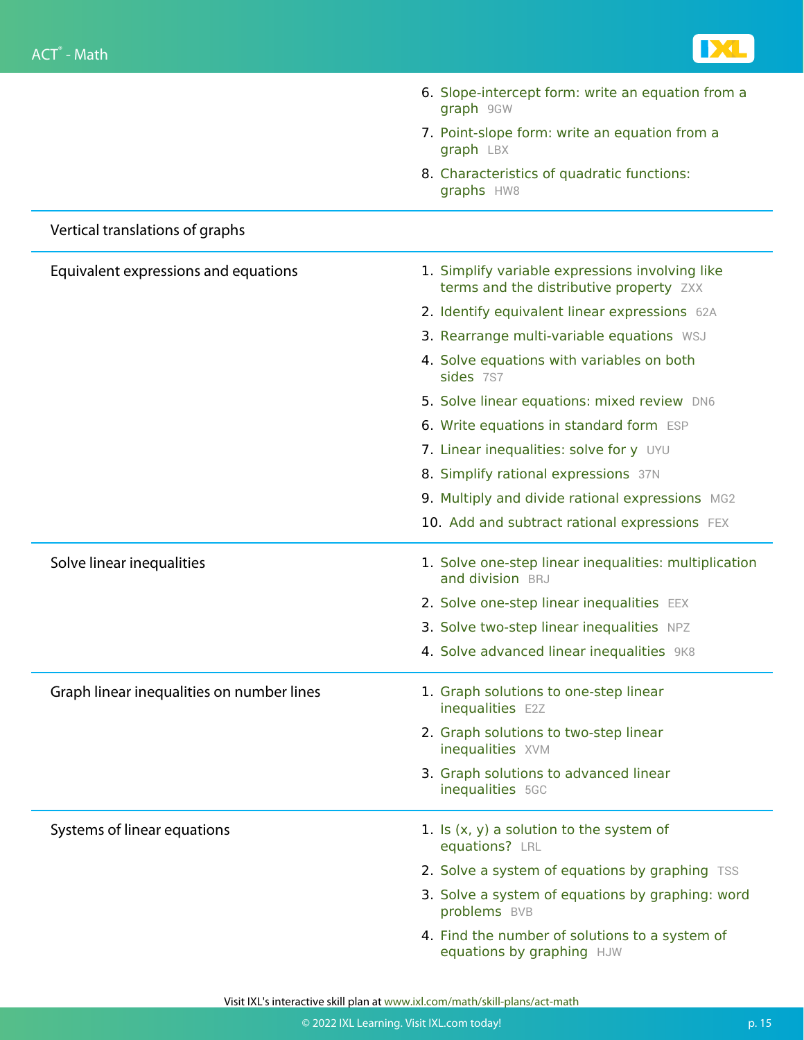| Topic | Skills |
| --- | --- |
| | 6. Slope-intercept form: write an equation from a graph 9GW<br>7. Point-slope form: write an equation from a graph LBX<br>8. Characteristics of quadratic functions: graphs HW8 |
| Vertical translations of graphs | |
| Equivalent expressions and equations | 1. Simplify variable expressions involving like terms and the distributive property ZXX<br>2. Identify equivalent linear expressions 62A<br>3. Rearrange multi-variable equations WSJ<br>4. Solve equations with variables on both sides 7S7<br>5. Solve linear equations: mixed review DN6<br>6. Write equations in standard form ESP<br>7. Linear inequalities: solve for y UYU<br>8. Simplify rational expressions 37N<br>9. Multiply and divide rational expressions MG2<br>10. Add and subtract rational expressions FEX |
| Solve linear inequalities | 1. Solve one-step linear inequalities: multiplication and division BRJ<br>2. Solve one-step linear inequalities EEX<br>3. Solve two-step linear inequalities NPZ<br>4. Solve advanced linear inequalities 9K8 |
| Graph linear inequalities on number lines | 1. Graph solutions to one-step linear inequalities E2Z<br>2. Graph solutions to two-step linear inequalities XVM<br>3. Graph solutions to advanced linear inequalities 5GC |
| Systems of linear equations | 1. Is (x, y) a solution to the system of equations? LRL<br>2. Solve a system of equations by graphing TSS<br>3. Solve a system of equations by graphing: word problems BVB<br>4. Find the number of solutions to a system of equations by graphing HJW |

Visit IXL's interactive skill plan at www.ixl.com/math/skill-plans/act-math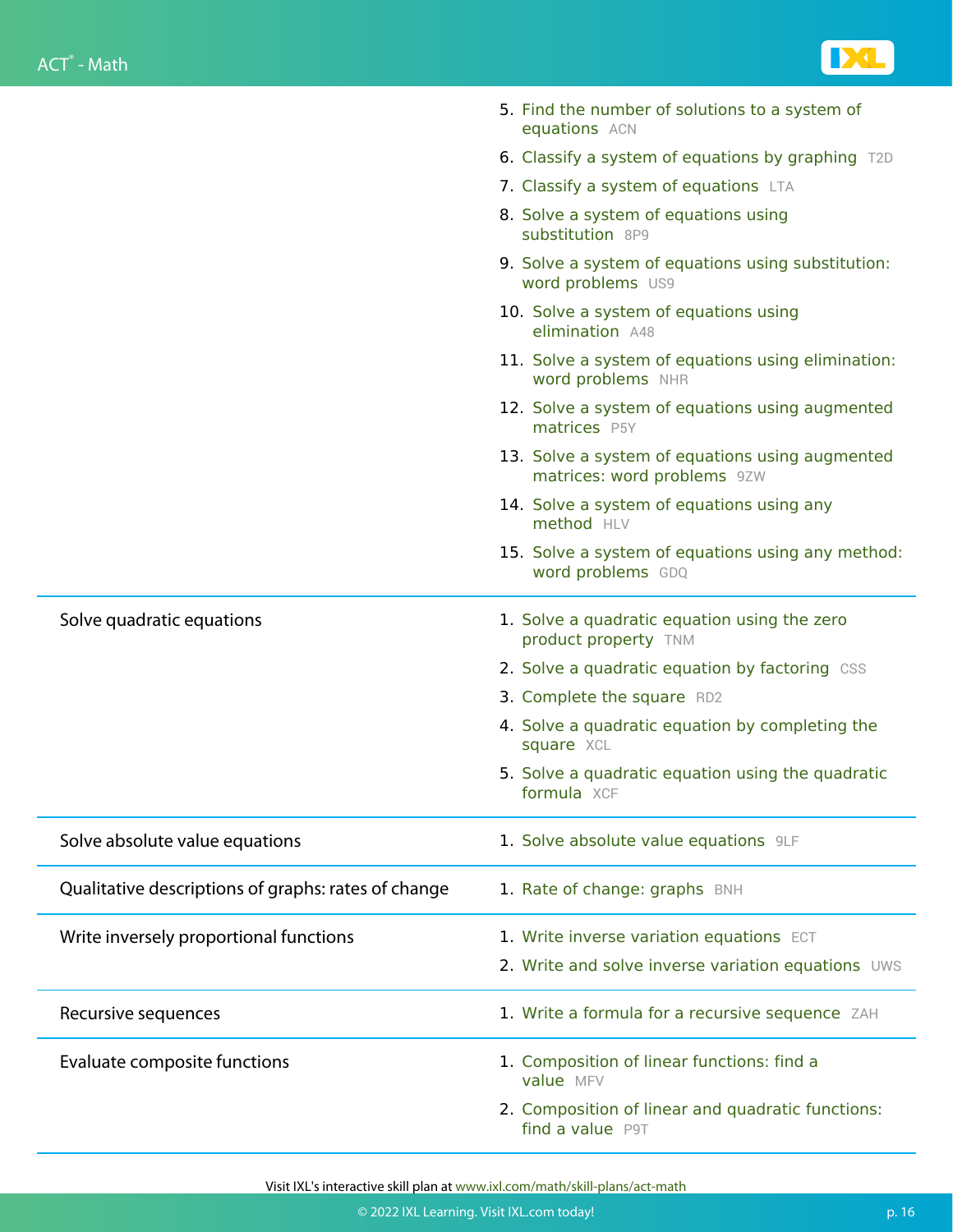| | |
|---|---|
| | 5. Find the number of solutions to a system of equations ACN<br>6. Classify a system of equations by graphing T2D<br>7. Classify a system of equations LTA<br>8. Solve a system of equations using substitution 8P9<br>9. Solve a system of equations using substitution: word problems US9<br>10. Solve a system of equations using elimination A48<br>11. Solve a system of equations using elimination: word problems NHR<br>12. Solve a system of equations using augmented matrices P5Y<br>13. Solve a system of equations using augmented matrices: word problems 9ZW<br>14. Solve a system of equations using any method HLV<br>15. Solve a system of equations using any method: word problems GDQ |
| Solve quadratic equations | 1. Solve a quadratic equation using the zero product property TNM<br>2. Solve a quadratic equation by factoring CSS<br>3. Complete the square RD2<br>4. Solve a quadratic equation by completing the square XCL<br>5. Solve a quadratic equation using the quadratic formula XCF |
| Solve absolute value equations | 1. Solve absolute value equations 9LF |
| Qualitative descriptions of graphs: rates of change | 1. Rate of change: graphs BNH |
| Write inversely proportional functions | 1. Write inverse variation equations ECT<br>2. Write and solve inverse variation equations UWS |
| Recursive sequences | 1. Write a formula for a recursive sequence ZAH |
| Evaluate composite functions | 1. Composition of linear functions: find a value MFV<br>2. Composition of linear and quadratic functions: find a value P9T |

Visit IXL's interactive skill plan at www.ixl.com/math/skill-plans/act-math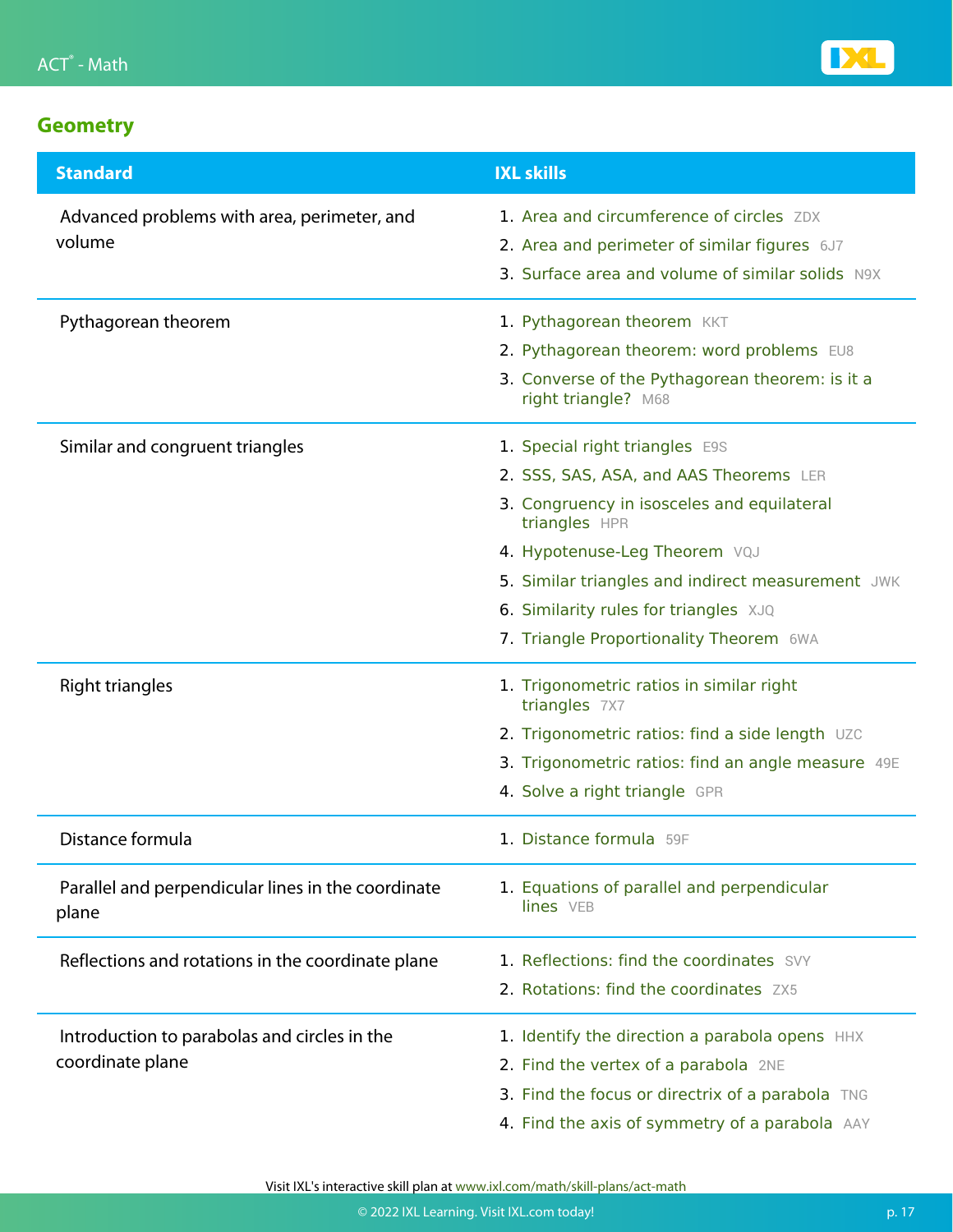## Geometry

| Standard | IXL skills |
| --- | --- |
| Advanced problems with area, perimeter, and volume | 1. Area and circumference of circles ZDX<br>2. Area and perimeter of similar figures 6J7<br>3. Surface area and volume of similar solids N9X |
| Pythagorean theorem | 1. Pythagorean theorem KKT<br>2. Pythagorean theorem: word problems EU8<br>3. Converse of the Pythagorean theorem: is it a right triangle? M68 |
| Similar and congruent triangles | 1. Special right triangles E9S<br>2. SSS, SAS, ASA, and AAS Theorems LER<br>3. Congruency in isosceles and equilateral triangles HPR<br>4. Hypotenuse-Leg Theorem VQJ<br>5. Similar triangles and indirect measurement JWK<br>6. Similarity rules for triangles XJQ<br>7. Triangle Proportionality Theorem 6WA |
| Right triangles | 1. Trigonometric ratios in similar right triangles 7X7<br>2. Trigonometric ratios: find a side length UZC<br>3. Trigonometric ratios: find an angle measure 49E<br>4. Solve a right triangle GPR |
| Distance formula | 1. Distance formula 59F |
| Parallel and perpendicular lines in the coordinate plane | 1. Equations of parallel and perpendicular lines VEB |
| Reflections and rotations in the coordinate plane | 1. Reflections: find the coordinates SVY<br>2. Rotations: find the coordinates ZX5 |
| Introduction to parabolas and circles in the coordinate plane | 1. Identify the direction a parabola opens HHX<br>2. Find the vertex of a parabola 2NE<br>3. Find the focus or directrix of a parabola TNG<br>4. Find the axis of symmetry of a parabola AAY |

Visit IXL's interactive skill plan at www.ixl.com/math/skill-plans/act-math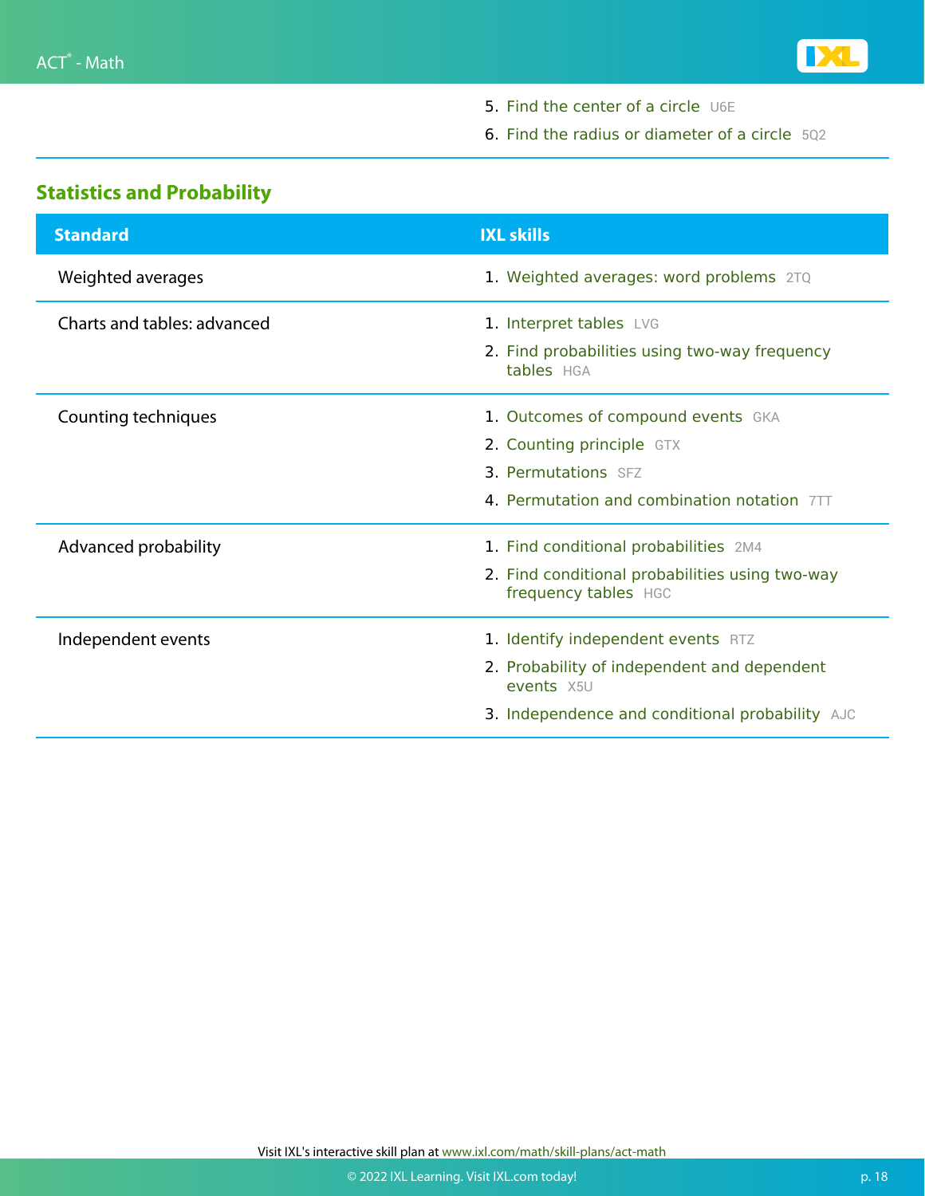| | |
|---|---|
| | 5. Find the center of a circle U6E |
| | 6. Find the radius or diameter of a circle 5Q2 |

## Statistics and Probability

| Standard | IXL skills |
|---|---|
| Weighted averages | 1. Weighted averages: word problems 2TQ |
| Charts and tables: advanced | 1. Interpret tables LVG<br>2. Find probabilities using two-way frequency tables HGA |
| Counting techniques | 1. Outcomes of compound events GKA<br>2. Counting principle GTX<br>3. Permutations SFZ<br>4. Permutation and combination notation 7TT |
| Advanced probability | 1. Find conditional probabilities 2M4<br>2. Find conditional probabilities using two-way frequency tables HGC |
| Independent events | 1. Identify independent events RTZ<br>2. Probability of independent and dependent events X5U<br>3. Independence and conditional probability AJC |

Visit IXL's interactive skill plan at www.ixl.com/math/skill-plans/act-math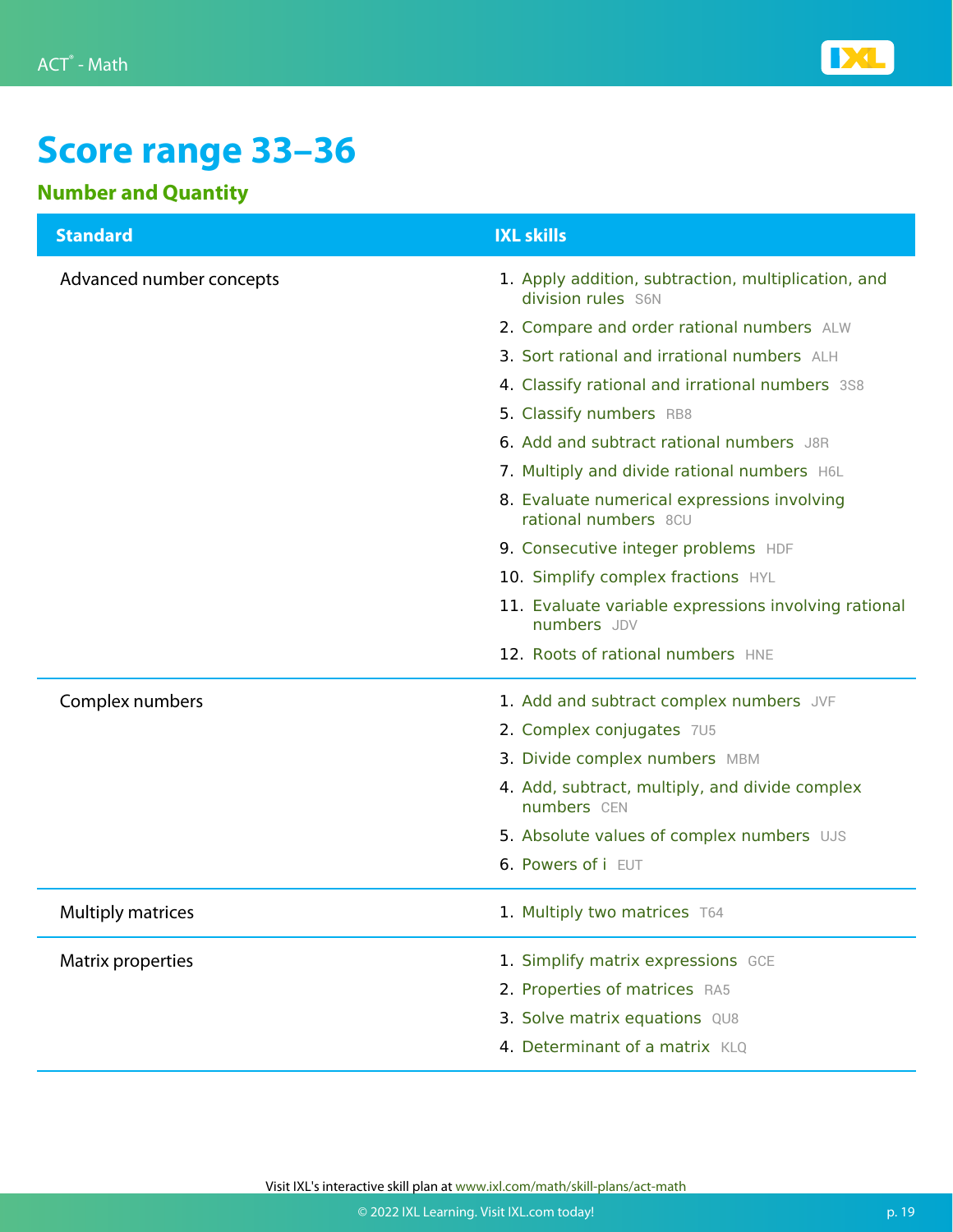# Score range 33–36

## Number and Quantity

| Standard | IXL skills |
| --- | --- |
| Advanced number concepts | 1. Apply addition, subtraction, multiplication, and division rules S6N<br>2. Compare and order rational numbers ALW<br>3. Sort rational and irrational numbers ALH<br>4. Classify rational and irrational numbers 3S8<br>5. Classify numbers RB8<br>6. Add and subtract rational numbers J8R<br>7. Multiply and divide rational numbers H6L<br>8. Evaluate numerical expressions involving rational numbers 8CU<br>9. Consecutive integer problems HDF<br>10. Simplify complex fractions HYL<br>11. Evaluate variable expressions involving rational numbers JDV<br>12. Roots of rational numbers HNE |
| Complex numbers | 1. Add and subtract complex numbers JVF<br>2. Complex conjugates 7U5<br>3. Divide complex numbers MBM<br>4. Add, subtract, multiply, and divide complex numbers CEN<br>5. Absolute values of complex numbers UJS<br>6. Powers of i EUT |
| Multiply matrices | 1. Multiply two matrices T64 |
| Matrix properties | 1. Simplify matrix expressions GCE<br>2. Properties of matrices RA5<br>3. Solve matrix equations QU8<br>4. Determinant of a matrix KLQ |

Visit IXL's interactive skill plan at www.ixl.com/math/skill-plans/act-math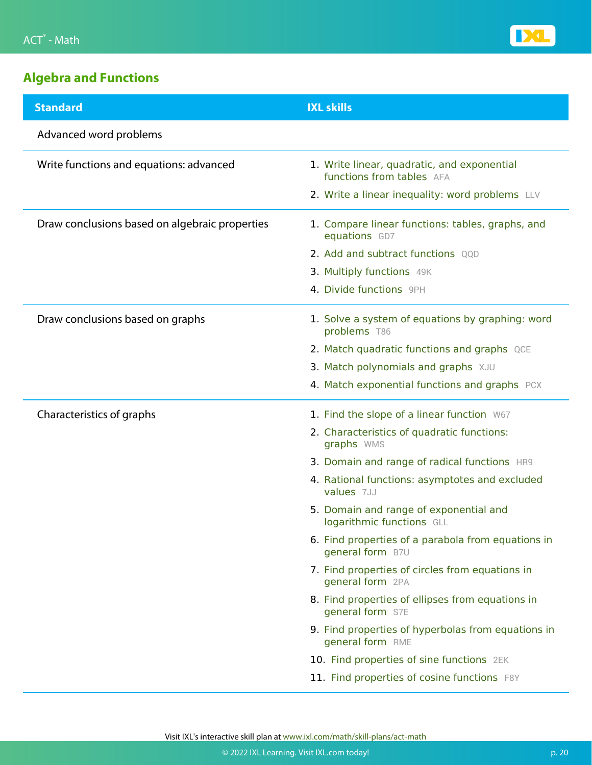## Algebra and Functions

| Standard | IXL skills |
| --- | --- |
| Advanced word problems | |
| Write functions and equations: advanced | 1. Write linear, quadratic, and exponential functions from tables AFA<br>2. Write a linear inequality: word problems LLV |
| Draw conclusions based on algebraic properties | 1. Compare linear functions: tables, graphs, and equations GD7<br>2. Add and subtract functions QQD<br>3. Multiply functions 49K<br>4. Divide functions 9PH |
| Draw conclusions based on graphs | 1. Solve a system of equations by graphing: word problems T86<br>2. Match quadratic functions and graphs QCE<br>3. Match polynomials and graphs XJU<br>4. Match exponential functions and graphs PCX |
| Characteristics of graphs | 1. Find the slope of a linear function W67<br>2. Characteristics of quadratic functions: graphs WMS<br>3. Domain and range of radical functions HR9<br>4. Rational functions: asymptotes and excluded values 7JJ<br>5. Domain and range of exponential and logarithmic functions GLL<br>6. Find properties of a parabola from equations in general form B7U<br>7. Find properties of circles from equations in general form 2PA<br>8. Find properties of ellipses from equations in general form S7E<br>9. Find properties of hyperbolas from equations in general form RME<br>10. Find properties of sine functions 2EK<br>11. Find properties of cosine functions F8Y |

Visit IXL's interactive skill plan at www.ixl.com/math/skill-plans/act-math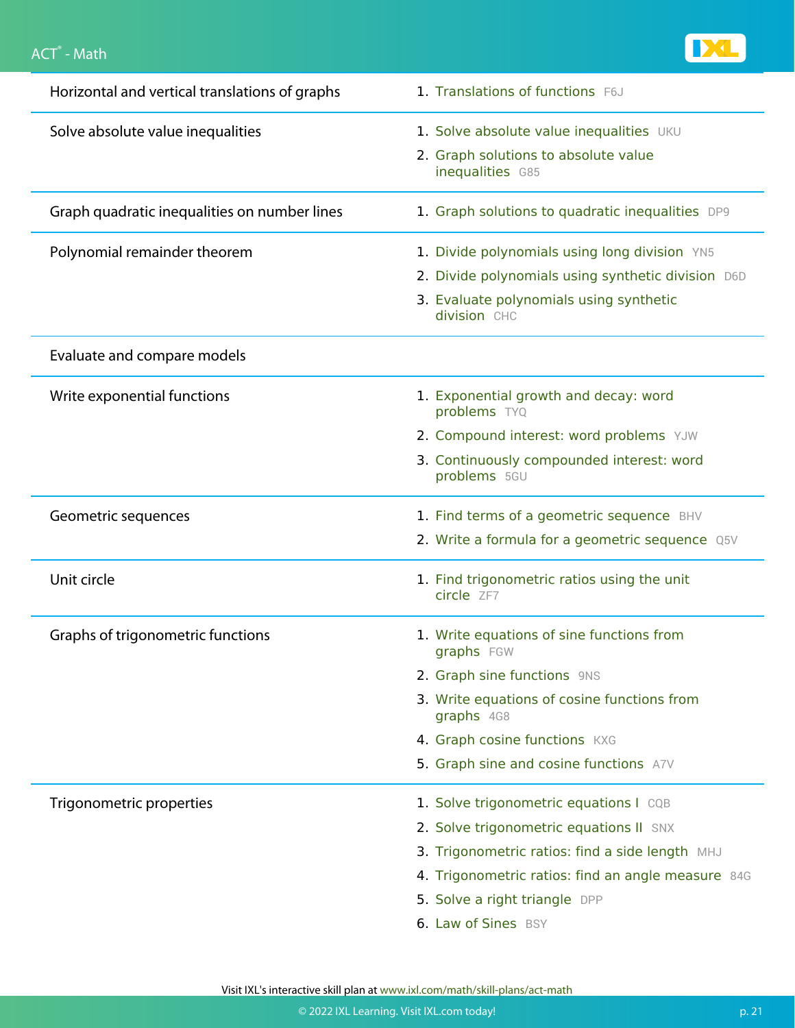| Topic | IXL Skills |
| --- | --- |
| Horizontal and vertical translations of graphs | 1. Translations of functions F6J |
| Solve absolute value inequalities | 1. Solve absolute value inequalities UKU<br>2. Graph solutions to absolute value inequalities G85 |
| Graph quadratic inequalities on number lines | 1. Graph solutions to quadratic inequalities DP9 |
| Polynomial remainder theorem | 1. Divide polynomials using long division YN5<br>2. Divide polynomials using synthetic division D6D<br>3. Evaluate polynomials using synthetic division CHC |
| Evaluate and compare models | |
| Write exponential functions | 1. Exponential growth and decay: word problems TYQ<br>2. Compound interest: word problems YJW<br>3. Continuously compounded interest: word problems 5GU |
| Geometric sequences | 1. Find terms of a geometric sequence BHV<br>2. Write a formula for a geometric sequence Q5V |
| Unit circle | 1. Find trigonometric ratios using the unit circle ZF7 |
| Graphs of trigonometric functions | 1. Write equations of sine functions from graphs FGW<br>2. Graph sine functions 9NS<br>3. Write equations of cosine functions from graphs 4G8<br>4. Graph cosine functions KXG<br>5. Graph sine and cosine functions A7V |
| Trigonometric properties | 1. Solve trigonometric equations I CQB<br>2. Solve trigonometric equations II SNX<br>3. Trigonometric ratios: find a side length MHJ<br>4. Trigonometric ratios: find an angle measure 84G<br>5. Solve a right triangle DPP<br>6. Law of Sines BSY |

Visit IXL's interactive skill plan at www.ixl.com/math/skill-plans/act-math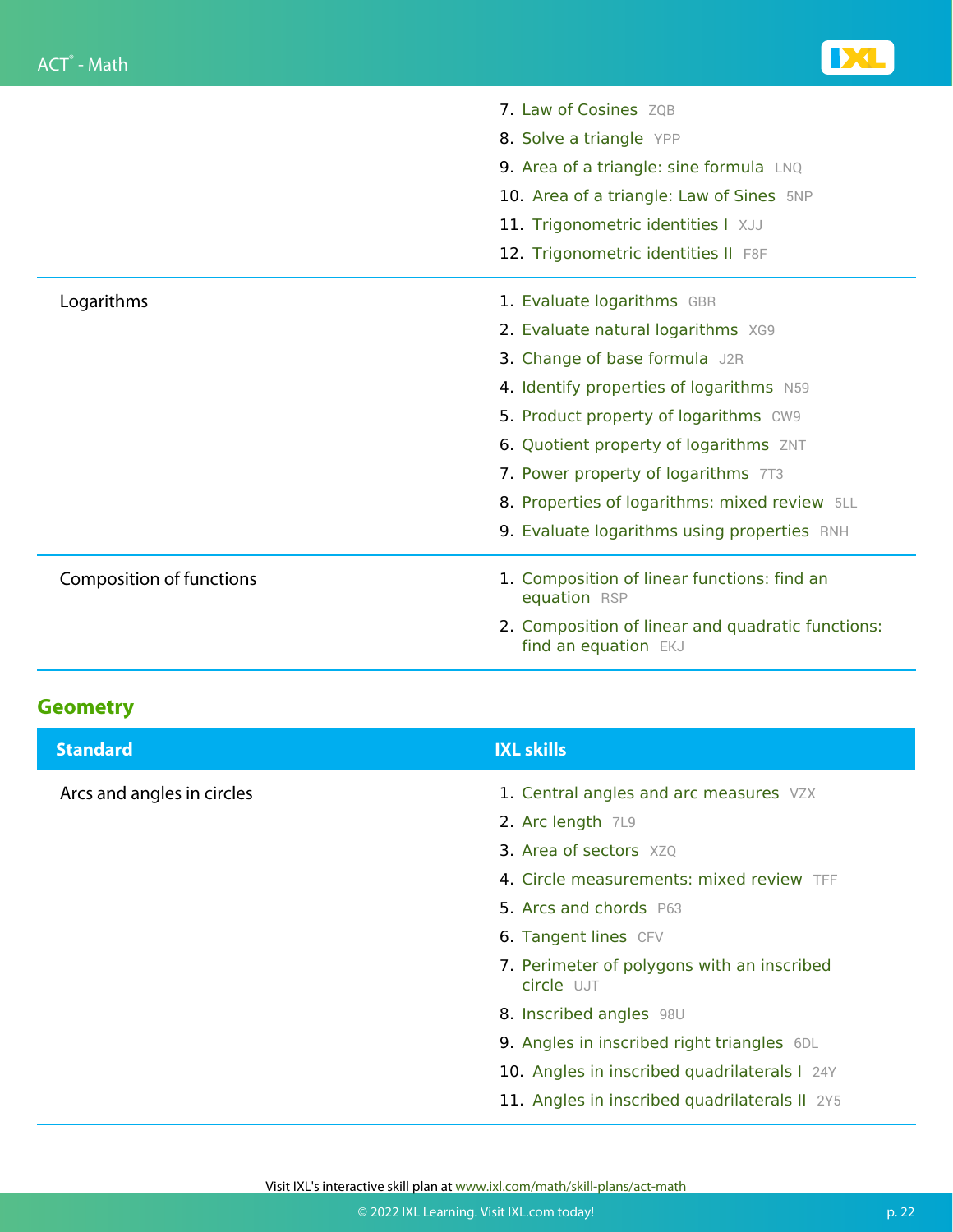| Standard | IXL skills |
| --- | --- |
| | 7. Law of Cosines ZQB<br>8. Solve a triangle YPP<br>9. Area of a triangle: sine formula LNQ<br>10. Area of a triangle: Law of Sines 5NP<br>11. Trigonometric identities I XJJ<br>12. Trigonometric identities II F8F |
| Logarithms | 1. Evaluate logarithms GBR<br>2. Evaluate natural logarithms XG9<br>3. Change of base formula J2R<br>4. Identify properties of logarithms N59<br>5. Product property of logarithms CW9<br>6. Quotient property of logarithms ZNT<br>7. Power property of logarithms 7T3<br>8. Properties of logarithms: mixed review 5LL<br>9. Evaluate logarithms using properties RNH |
| Composition of functions | 1. Composition of linear functions: find an equation RSP<br>2. Composition of linear and quadratic functions: find an equation EKJ |

## Geometry

| Standard | IXL skills |
| --- | --- |
| Arcs and angles in circles | 1. Central angles and arc measures VZX<br>2. Arc length 7L9<br>3. Area of sectors XZQ<br>4. Circle measurements: mixed review TFF<br>5. Arcs and chords P63<br>6. Tangent lines CFV<br>7. Perimeter of polygons with an inscribed circle UJT<br>8. Inscribed angles 98U<br>9. Angles in inscribed right triangles 6DL<br>10. Angles in inscribed quadrilaterals I 24Y<br>11. Angles in inscribed quadrilaterals II 2Y5 |

Visit IXL's interactive skill plan at www.ixl.com/math/skill-plans/act-math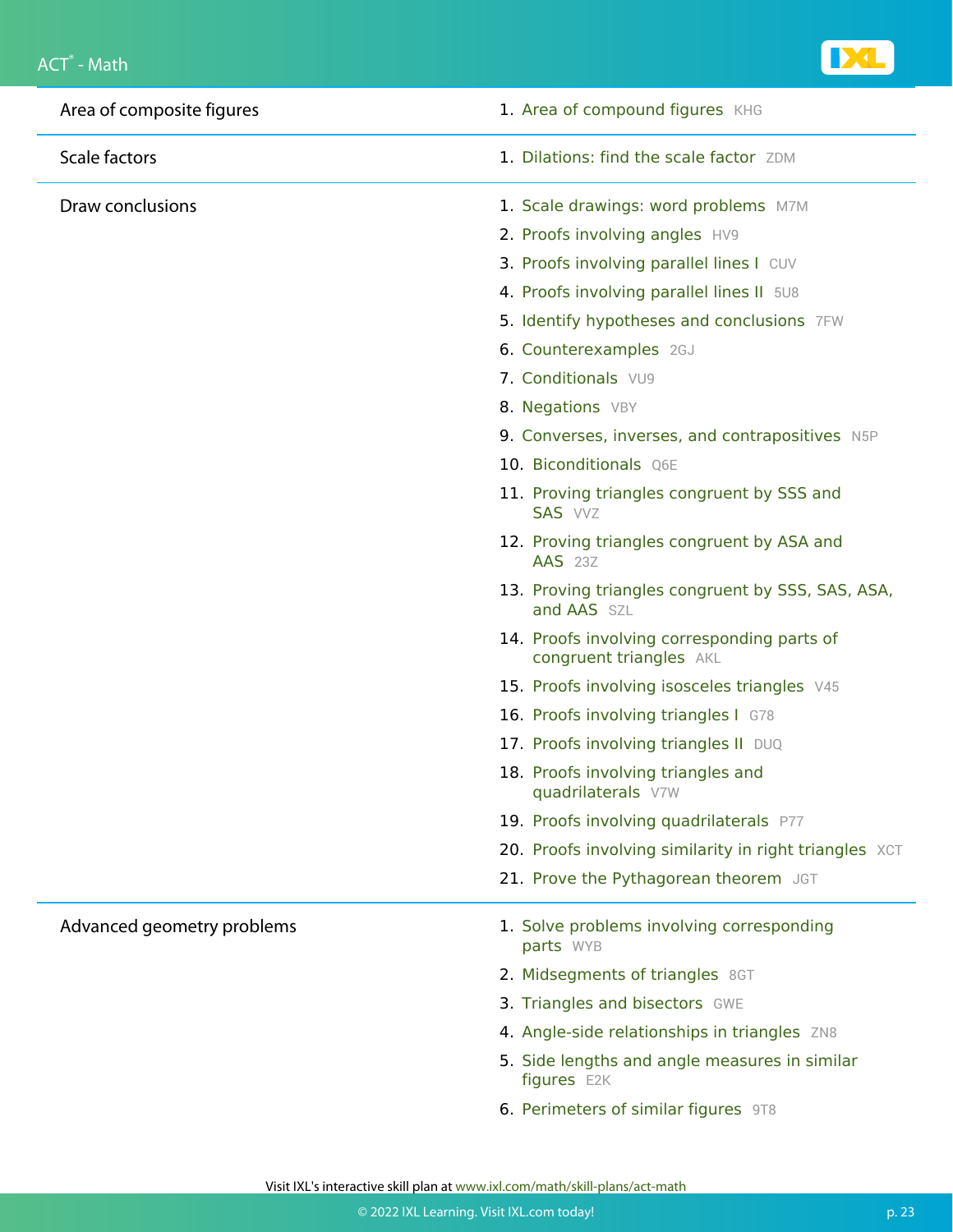| | |
|---|---|
| Area of composite figures | 1. Area of compound figures KHG |
| Scale factors | 1. Dilations: find the scale factor ZDM |
| Draw conclusions | 1. Scale drawings: word problems M7M<br>2. Proofs involving angles HV9<br>3. Proofs involving parallel lines I CUV<br>4. Proofs involving parallel lines II 5U8<br>5. Identify hypotheses and conclusions 7FW<br>6. Counterexamples 2GJ<br>7. Conditionals VU9<br>8. Negations VBY<br>9. Converses, inverses, and contrapositives N5P<br>10. Biconditionals Q6E<br>11. Proving triangles congruent by SSS and SAS VVZ<br>12. Proving triangles congruent by ASA and AAS 23Z<br>13. Proving triangles congruent by SSS, SAS, ASA, and AAS SZL<br>14. Proofs involving corresponding parts of congruent triangles AKL<br>15. Proofs involving isosceles triangles V45<br>16. Proofs involving triangles I G78<br>17. Proofs involving triangles II DUQ<br>18. Proofs involving triangles and quadrilaterals V7W<br>19. Proofs involving quadrilaterals P77<br>20. Proofs involving similarity in right triangles XCT<br>21. Prove the Pythagorean theorem JGT |
| Advanced geometry problems | 1. Solve problems involving corresponding parts WYB<br>2. Midsegments of triangles 8GT<br>3. Triangles and bisectors GWE<br>4. Angle-side relationships in triangles ZN8<br>5. Side lengths and angle measures in similar figures E2K<br>6. Perimeters of similar figures 9T8 |

Visit IXL's interactive skill plan at www.ixl.com/math/skill-plans/act-math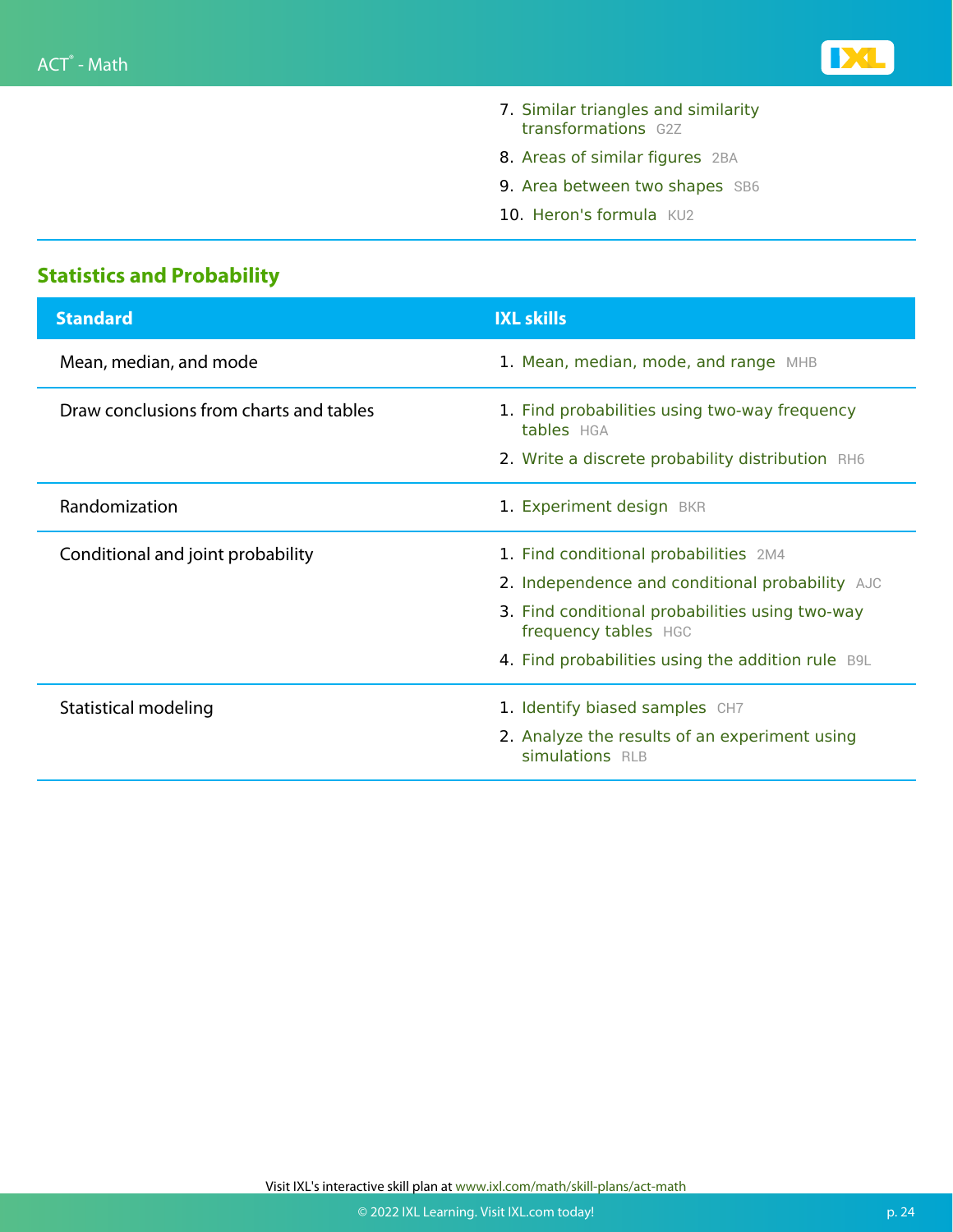| | |
|---|---|
| | 7. Similar triangles and similarity transformations G2Z<br>8. Areas of similar figures 2BA<br>9. Area between two shapes SB6<br>10. Heron's formula KU2 |

## Statistics and Probability

| Standard | IXL skills |
|---|---|
| Mean, median, and mode | 1. Mean, median, mode, and range MHB |
| Draw conclusions from charts and tables | 1. Find probabilities using two-way frequency tables HGA<br>2. Write a discrete probability distribution RH6 |
| Randomization | 1. Experiment design BKR |
| Conditional and joint probability | 1. Find conditional probabilities 2M4<br>2. Independence and conditional probability AJC<br>3. Find conditional probabilities using two-way frequency tables HGC<br>4. Find probabilities using the addition rule B9L |
| Statistical modeling | 1. Identify biased samples CH7<br>2. Analyze the results of an experiment using simulations RLB |

Visit IXL's interactive skill plan at www.ixl.com/math/skill-plans/act-math